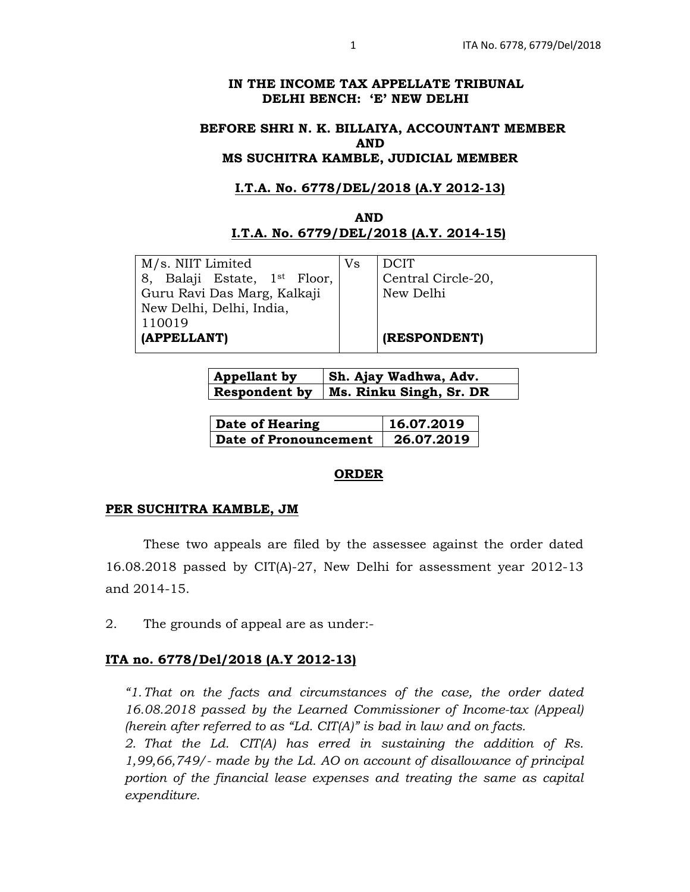**IN THE INCOME TAX APPELLATE TRIBUNAL**
**DELHI BENCH: 'E' NEW DELHI**

**BEFORE SHRI N. K. BILLAIYA, ACCOUNTANT MEMBER**
**AND**
**MS SUCHITRA KAMBLE, JUDICIAL MEMBER**

**I.T.A. No. 6778/DEL/2018 (A.Y 2012-13)**

**AND**

**I.T.A. No. 6779/DEL/2018 (A.Y. 2014-15)**

| M/s. NIIT Limited 8, Balaji Estate, 1st Floor, Guru Ravi Das Marg, Kalkaji New Delhi, Delhi, India, 110019 **(APPELLANT)** | Vs | DCIT Central Circle-20, New Delhi **(RESPONDENT)** |
|---|---|---|

| **Appellant by** | **Sh. Ajay Wadhwa, Adv.** |
|---|---|
| **Respondent by** | **Ms. Rinku Singh, Sr. DR** |

| **Date of Hearing** | **16.07.2019** |
|---|---|
| **Date of Pronouncement** | **26.07.2019** |

**ORDER**

**PER SUCHITRA KAMBLE, JM**

These two appeals are filed by the assessee against the order dated 16.08.2018 passed by CIT(A)-27, New Delhi for assessment year 2012-13 and 2014-15.

2. The grounds of appeal are as under:-

**ITA no. 6778/Del/2018 (A.Y 2012-13)**

*"1. That on the facts and circumstances of the case, the order dated 16.08.2018 passed by the Learned Commissioner of Income-tax (Appeal) (herein after referred to as "Ld. CIT(A)" is bad in law and on facts.*

*2. That the Ld. CIT(A) has erred in sustaining the addition of Rs. 1,99,66,749/- made by the Ld. AO on account of disallowance of principal portion of the financial lease expenses and treating the same as capital expenditure.*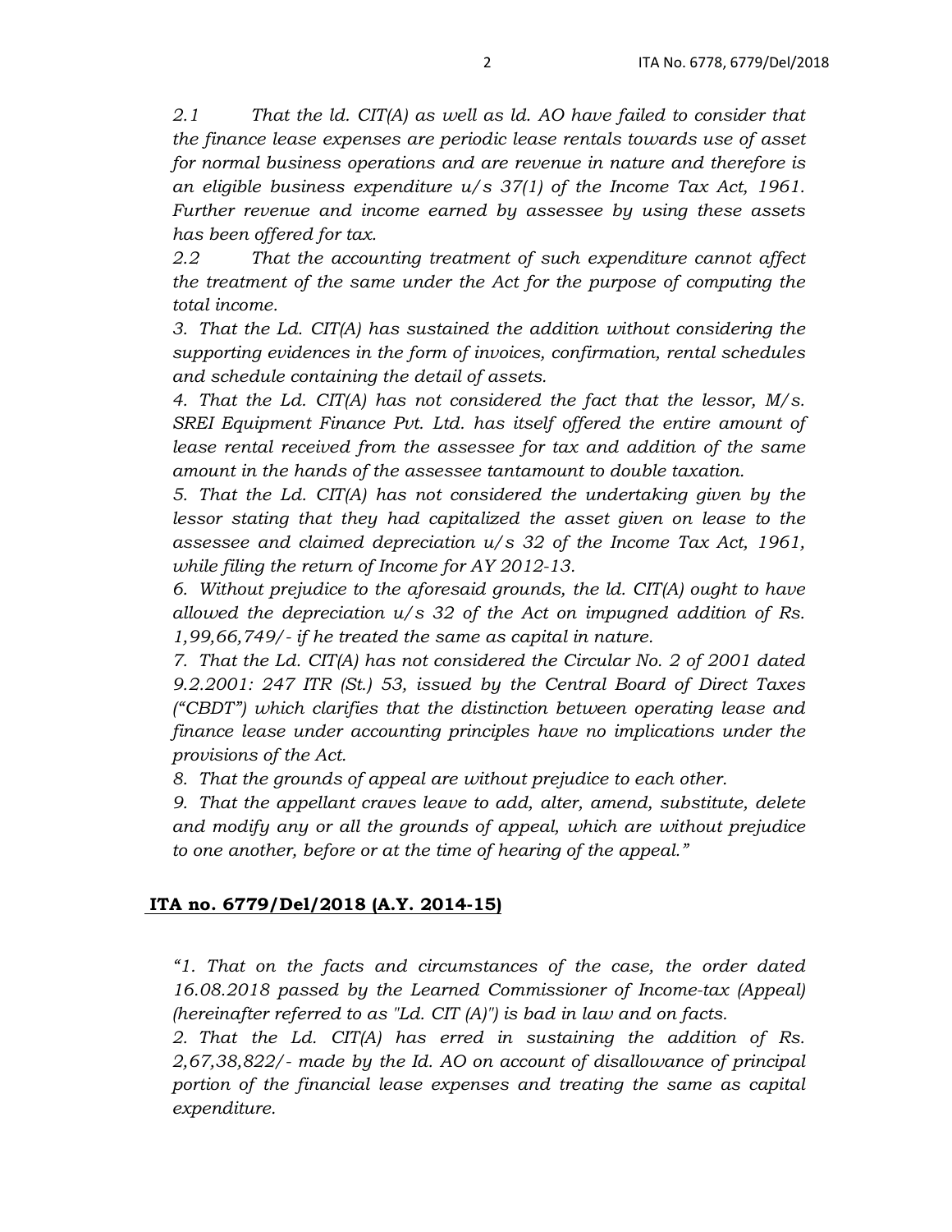*2.1 That the ld. CIT(A) as well as ld. AO have failed to consider that the finance lease expenses are periodic lease rentals towards use of asset for normal business operations and are revenue in nature and therefore is an eligible business expenditure u/s 37(1) of the Income Tax Act, 1961. Further revenue and income earned by assessee by using these assets has been offered for tax.*

*2.2 That the accounting treatment of such expenditure cannot affect the treatment of the same under the Act for the purpose of computing the total income.*

*3. That the Ld. CIT(A) has sustained the addition without considering the supporting evidences in the form of invoices, confirmation, rental schedules and schedule containing the detail of assets.*

*4. That the Ld. CIT(A) has not considered the fact that the lessor, M/s. SREI Equipment Finance Pvt. Ltd. has itself offered the entire amount of lease rental received from the assessee for tax and addition of the same amount in the hands of the assessee tantamount to double taxation.*

*5. That the Ld. CIT(A) has not considered the undertaking given by the lessor stating that they had capitalized the asset given on lease to the assessee and claimed depreciation u/s 32 of the Income Tax Act, 1961, while filing the return of Income for AY 2012-13.*

*6. Without prejudice to the aforesaid grounds, the ld. CIT(A) ought to have allowed the depreciation u/s 32 of the Act on impugned addition of Rs. 1,99,66,749/- if he treated the same as capital in nature.*

*7. That the Ld. CIT(A) has not considered the Circular No. 2 of 2001 dated 9.2.2001: 247 ITR (St.) 53, issued by the Central Board of Direct Taxes ("CBDT") which clarifies that the distinction between operating lease and finance lease under accounting principles have no implications under the provisions of the Act.*

*8. That the grounds of appeal are without prejudice to each other.*

*9. That the appellant craves leave to add, alter, amend, substitute, delete and modify any or all the grounds of appeal, which are without prejudice to one another, before or at the time of hearing of the appeal."*

**ITA no. 6779/Del/2018 (A.Y. 2014-15)**

*"1. That on the facts and circumstances of the case, the order dated 16.08.2018 passed by the Learned Commissioner of Income-tax (Appeal) (hereinafter referred to as "Ld. CIT (A)") is bad in law and on facts.*

*2. That the Ld. CIT(A) has erred in sustaining the addition of Rs. 2,67,38,822/- made by the Id. AO on account of disallowance of principal portion of the financial lease expenses and treating the same as capital expenditure.*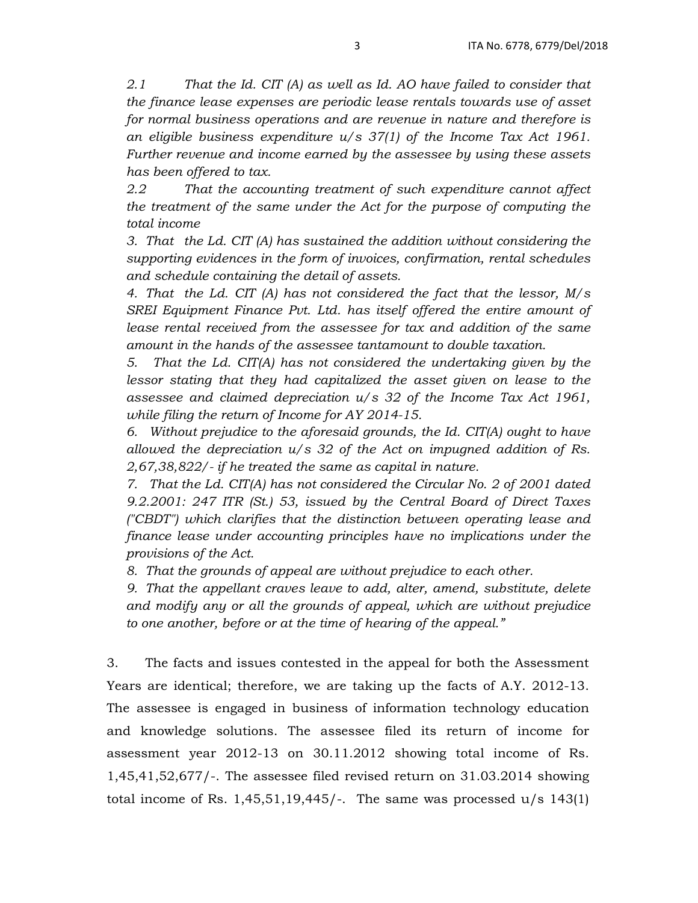*2.1 That the Id. CIT (A) as well as Id. AO have failed to consider that the finance lease expenses are periodic lease rentals towards use of asset for normal business operations and are revenue in nature and therefore is an eligible business expenditure u/s 37(1) of the Income Tax Act 1961. Further revenue and income earned by the assessee by using these assets has been offered to tax.*

*2.2 That the accounting treatment of such expenditure cannot affect the treatment of the same under the Act for the purpose of computing the total income*

*3. That the Ld. CIT (A) has sustained the addition without considering the supporting evidences in the form of invoices, confirmation, rental schedules and schedule containing the detail of assets.*

*4. That the Ld. CIT (A) has not considered the fact that the lessor, M/s SREI Equipment Finance Pvt. Ltd. has itself offered the entire amount of lease rental received from the assessee for tax and addition of the same amount in the hands of the assessee tantamount to double taxation.*

*5. That the Ld. CIT(A) has not considered the undertaking given by the lessor stating that they had capitalized the asset given on lease to the assessee and claimed depreciation u/s 32 of the Income Tax Act 1961, while filing the return of Income for AY 2014-15.*

*6. Without prejudice to the aforesaid grounds, the Id. CIT(A) ought to have allowed the depreciation u/s 32 of the Act on impugned addition of Rs. 2,67,38,822/- if he treated the same as capital in nature.*

*7. That the Ld. CIT(A) has not considered the Circular No. 2 of 2001 dated 9.2.2001: 247 ITR (St.) 53, issued by the Central Board of Direct Taxes ("CBDT") which clarifies that the distinction between operating lease and finance lease under accounting principles have no implications under the provisions of the Act.*

*8. That the grounds of appeal are without prejudice to each other.*

*9. That the appellant craves leave to add, alter, amend, substitute, delete and modify any or all the grounds of appeal, which are without prejudice to one another, before or at the time of hearing of the appeal."*

3. The facts and issues contested in the appeal for both the Assessment Years are identical; therefore, we are taking up the facts of A.Y. 2012-13. The assessee is engaged in business of information technology education and knowledge solutions. The assessee filed its return of income for assessment year 2012-13 on 30.11.2012 showing total income of Rs. 1,45,41,52,677/-. The assessee filed revised return on 31.03.2014 showing total income of Rs. 1,45,51,19,445/-. The same was processed u/s 143(1)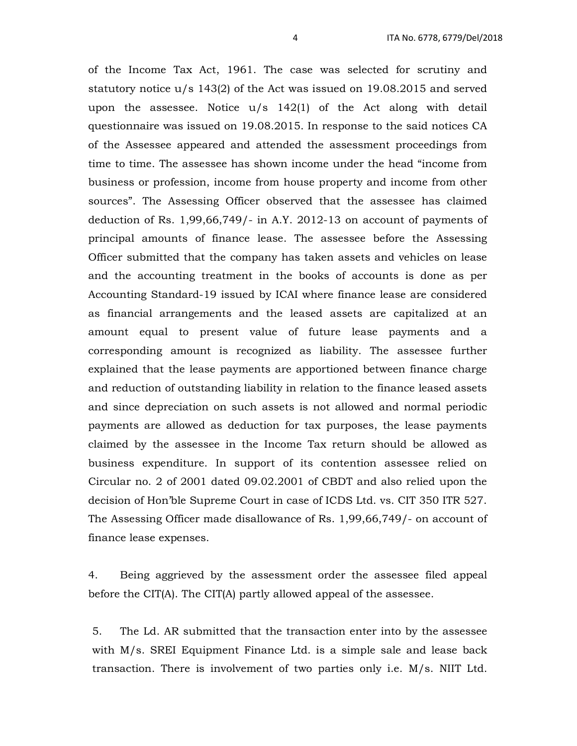of the Income Tax Act, 1961. The case was selected for scrutiny and statutory notice u/s 143(2) of the Act was issued on 19.08.2015 and served upon the assessee. Notice u/s 142(1) of the Act along with detail questionnaire was issued on 19.08.2015. In response to the said notices CA of the Assessee appeared and attended the assessment proceedings from time to time. The assessee has shown income under the head "income from business or profession, income from house property and income from other sources". The Assessing Officer observed that the assessee has claimed deduction of Rs. 1,99,66,749/- in A.Y. 2012-13 on account of payments of principal amounts of finance lease. The assessee before the Assessing Officer submitted that the company has taken assets and vehicles on lease and the accounting treatment in the books of accounts is done as per Accounting Standard-19 issued by ICAI where finance lease are considered as financial arrangements and the leased assets are capitalized at an amount equal to present value of future lease payments and a corresponding amount is recognized as liability. The assessee further explained that the lease payments are apportioned between finance charge and reduction of outstanding liability in relation to the finance leased assets and since depreciation on such assets is not allowed and normal periodic payments are allowed as deduction for tax purposes, the lease payments claimed by the assessee in the Income Tax return should be allowed as business expenditure. In support of its contention assessee relied on Circular no. 2 of 2001 dated 09.02.2001 of CBDT and also relied upon the decision of Hon'ble Supreme Court in case of ICDS Ltd. vs. CIT 350 ITR 527. The Assessing Officer made disallowance of Rs. 1,99,66,749/- on account of finance lease expenses.

4. Being aggrieved by the assessment order the assessee filed appeal before the CIT(A). The CIT(A) partly allowed appeal of the assessee.

5. The Ld. AR submitted that the transaction enter into by the assessee with M/s. SREI Equipment Finance Ltd. is a simple sale and lease back transaction. There is involvement of two parties only i.e. M/s. NIIT Ltd.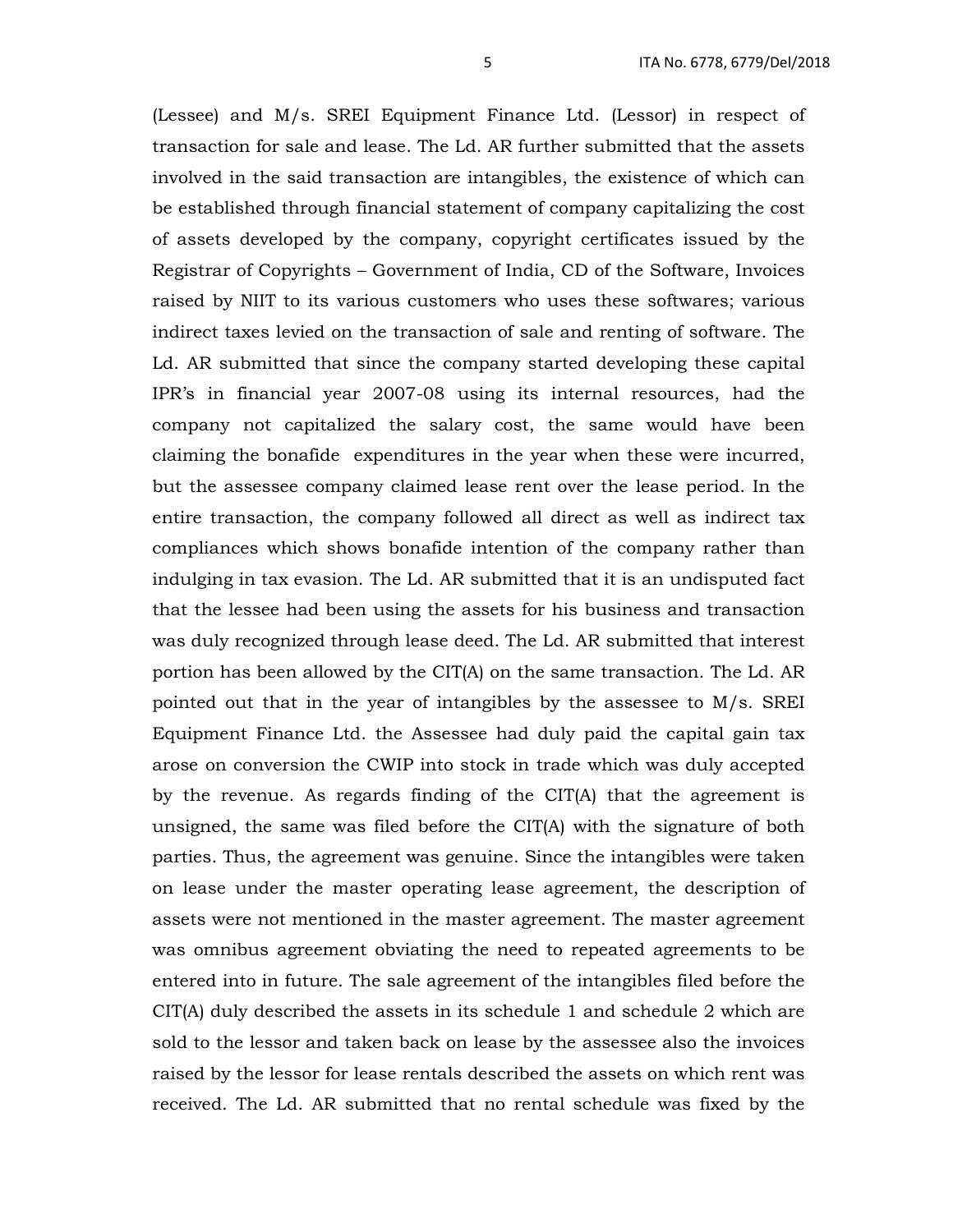(Lessee) and M/s. SREI Equipment Finance Ltd. (Lessor) in respect of transaction for sale and lease. The Ld. AR further submitted that the assets involved in the said transaction are intangibles, the existence of which can be established through financial statement of company capitalizing the cost of assets developed by the company, copyright certificates issued by the Registrar of Copyrights – Government of India, CD of the Software, Invoices raised by NIIT to its various customers who uses these softwares; various indirect taxes levied on the transaction of sale and renting of software. The Ld. AR submitted that since the company started developing these capital IPR's in financial year 2007-08 using its internal resources, had the company not capitalized the salary cost, the same would have been claiming the bonafide expenditures in the year when these were incurred, but the assessee company claimed lease rent over the lease period. In the entire transaction, the company followed all direct as well as indirect tax compliances which shows bonafide intention of the company rather than indulging in tax evasion. The Ld. AR submitted that it is an undisputed fact that the lessee had been using the assets for his business and transaction was duly recognized through lease deed. The Ld. AR submitted that interest portion has been allowed by the CIT(A) on the same transaction. The Ld. AR pointed out that in the year of intangibles by the assessee to M/s. SREI Equipment Finance Ltd. the Assessee had duly paid the capital gain tax arose on conversion the CWIP into stock in trade which was duly accepted by the revenue. As regards finding of the CIT(A) that the agreement is unsigned, the same was filed before the CIT(A) with the signature of both parties. Thus, the agreement was genuine. Since the intangibles were taken on lease under the master operating lease agreement, the description of assets were not mentioned in the master agreement. The master agreement was omnibus agreement obviating the need to repeated agreements to be entered into in future. The sale agreement of the intangibles filed before the CIT(A) duly described the assets in its schedule 1 and schedule 2 which are sold to the lessor and taken back on lease by the assessee also the invoices raised by the lessor for lease rentals described the assets on which rent was received. The Ld. AR submitted that no rental schedule was fixed by the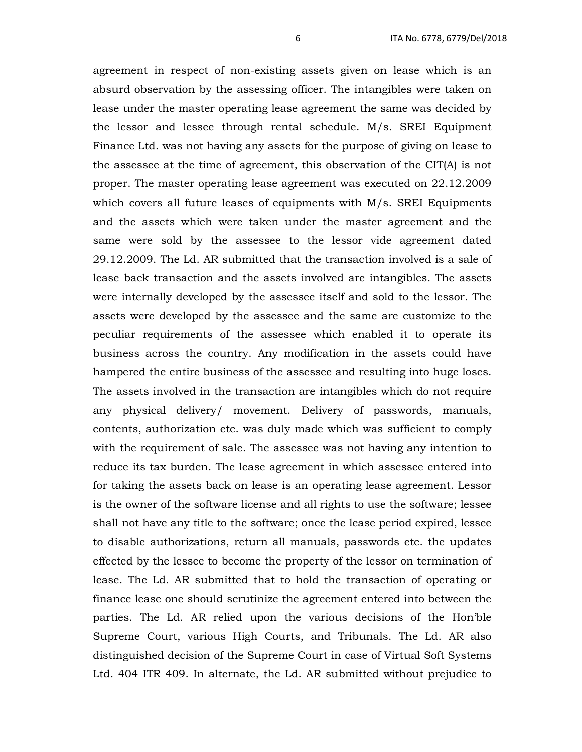agreement in respect of non-existing assets given on lease which is an absurd observation by the assessing officer. The intangibles were taken on lease under the master operating lease agreement the same was decided by the lessor and lessee through rental schedule. M/s. SREI Equipment Finance Ltd. was not having any assets for the purpose of giving on lease to the assessee at the time of agreement, this observation of the CIT(A) is not proper. The master operating lease agreement was executed on 22.12.2009 which covers all future leases of equipments with M/s. SREI Equipments and the assets which were taken under the master agreement and the same were sold by the assessee to the lessor vide agreement dated 29.12.2009. The Ld. AR submitted that the transaction involved is a sale of lease back transaction and the assets involved are intangibles. The assets were internally developed by the assessee itself and sold to the lessor. The assets were developed by the assessee and the same are customize to the peculiar requirements of the assessee which enabled it to operate its business across the country. Any modification in the assets could have hampered the entire business of the assessee and resulting into huge loses. The assets involved in the transaction are intangibles which do not require any physical delivery/ movement. Delivery of passwords, manuals, contents, authorization etc. was duly made which was sufficient to comply with the requirement of sale. The assessee was not having any intention to reduce its tax burden. The lease agreement in which assessee entered into for taking the assets back on lease is an operating lease agreement. Lessor is the owner of the software license and all rights to use the software; lessee shall not have any title to the software; once the lease period expired, lessee to disable authorizations, return all manuals, passwords etc. the updates effected by the lessee to become the property of the lessor on termination of lease. The Ld. AR submitted that to hold the transaction of operating or finance lease one should scrutinize the agreement entered into between the parties. The Ld. AR relied upon the various decisions of the Hon'ble Supreme Court, various High Courts, and Tribunals. The Ld. AR also distinguished decision of the Supreme Court in case of Virtual Soft Systems Ltd. 404 ITR 409. In alternate, the Ld. AR submitted without prejudice to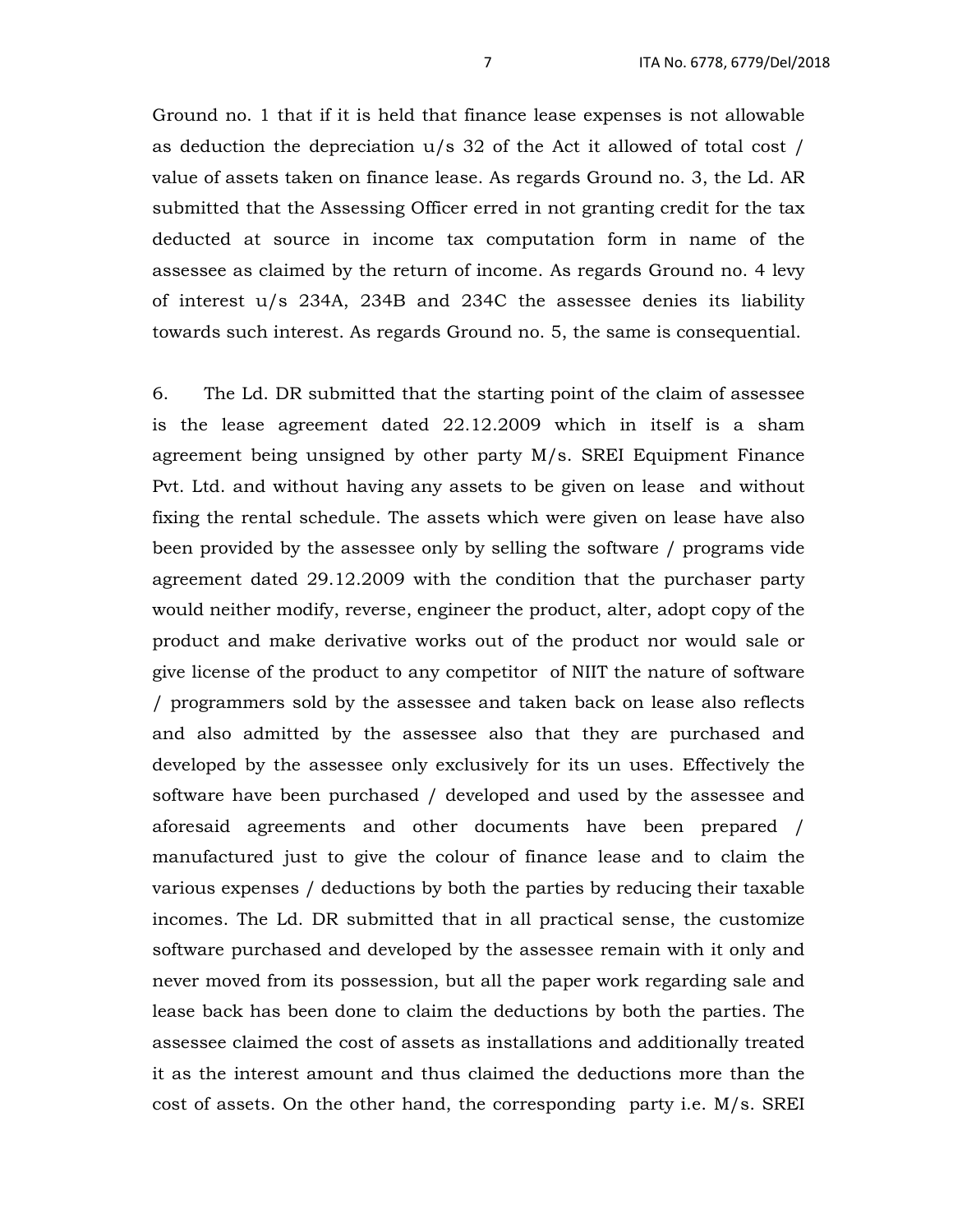Ground no. 1 that if it is held that finance lease expenses is not allowable as deduction the depreciation u/s 32 of the Act it allowed of total cost / value of assets taken on finance lease. As regards Ground no. 3, the Ld. AR submitted that the Assessing Officer erred in not granting credit for the tax deducted at source in income tax computation form in name of the assessee as claimed by the return of income. As regards Ground no. 4 levy of interest u/s 234A, 234B and 234C the assessee denies its liability towards such interest. As regards Ground no. 5, the same is consequential.

6. The Ld. DR submitted that the starting point of the claim of assessee is the lease agreement dated 22.12.2009 which in itself is a sham agreement being unsigned by other party M/s. SREI Equipment Finance Pvt. Ltd. and without having any assets to be given on lease and without fixing the rental schedule. The assets which were given on lease have also been provided by the assessee only by selling the software / programs vide agreement dated 29.12.2009 with the condition that the purchaser party would neither modify, reverse, engineer the product, alter, adopt copy of the product and make derivative works out of the product nor would sale or give license of the product to any competitor of NIIT the nature of software / programmers sold by the assessee and taken back on lease also reflects and also admitted by the assessee also that they are purchased and developed by the assessee only exclusively for its un uses. Effectively the software have been purchased / developed and used by the assessee and aforesaid agreements and other documents have been prepared / manufactured just to give the colour of finance lease and to claim the various expenses / deductions by both the parties by reducing their taxable incomes. The Ld. DR submitted that in all practical sense, the customize software purchased and developed by the assessee remain with it only and never moved from its possession, but all the paper work regarding sale and lease back has been done to claim the deductions by both the parties. The assessee claimed the cost of assets as installations and additionally treated it as the interest amount and thus claimed the deductions more than the cost of assets. On the other hand, the corresponding party i.e. M/s. SREI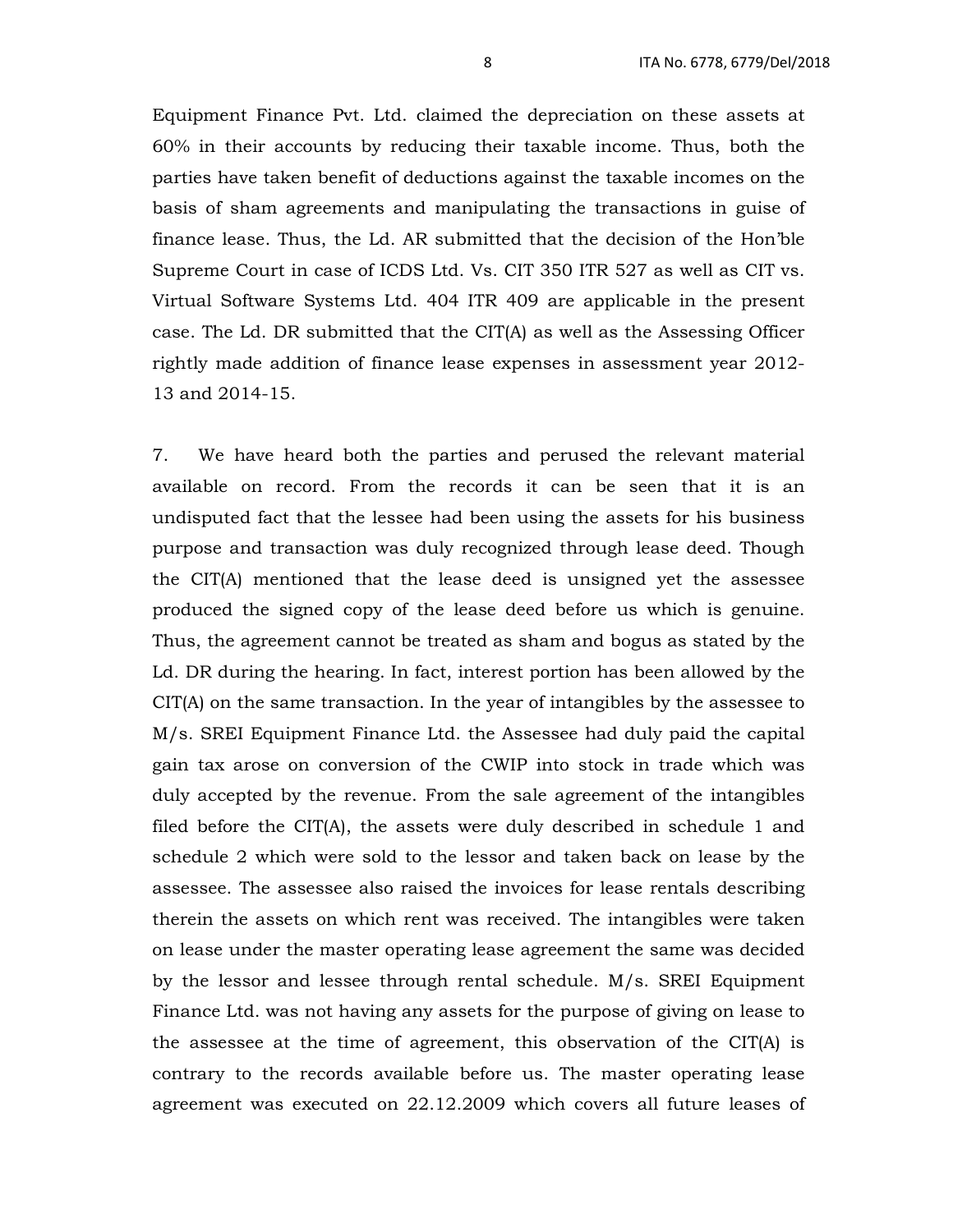Equipment Finance Pvt. Ltd. claimed the depreciation on these assets at 60% in their accounts by reducing their taxable income. Thus, both the parties have taken benefit of deductions against the taxable incomes on the basis of sham agreements and manipulating the transactions in guise of finance lease. Thus, the Ld. AR submitted that the decision of the Hon'ble Supreme Court in case of ICDS Ltd. Vs. CIT 350 ITR 527 as well as CIT vs. Virtual Software Systems Ltd. 404 ITR 409 are applicable in the present case. The Ld. DR submitted that the CIT(A) as well as the Assessing Officer rightly made addition of finance lease expenses in assessment year 2012-13 and 2014-15.

7. We have heard both the parties and perused the relevant material available on record. From the records it can be seen that it is an undisputed fact that the lessee had been using the assets for his business purpose and transaction was duly recognized through lease deed. Though the CIT(A) mentioned that the lease deed is unsigned yet the assessee produced the signed copy of the lease deed before us which is genuine. Thus, the agreement cannot be treated as sham and bogus as stated by the Ld. DR during the hearing. In fact, interest portion has been allowed by the CIT(A) on the same transaction. In the year of intangibles by the assessee to M/s. SREI Equipment Finance Ltd. the Assessee had duly paid the capital gain tax arose on conversion of the CWIP into stock in trade which was duly accepted by the revenue. From the sale agreement of the intangibles filed before the CIT(A), the assets were duly described in schedule 1 and schedule 2 which were sold to the lessor and taken back on lease by the assessee. The assessee also raised the invoices for lease rentals describing therein the assets on which rent was received. The intangibles were taken on lease under the master operating lease agreement the same was decided by the lessor and lessee through rental schedule. M/s. SREI Equipment Finance Ltd. was not having any assets for the purpose of giving on lease to the assessee at the time of agreement, this observation of the CIT(A) is contrary to the records available before us. The master operating lease agreement was executed on 22.12.2009 which covers all future leases of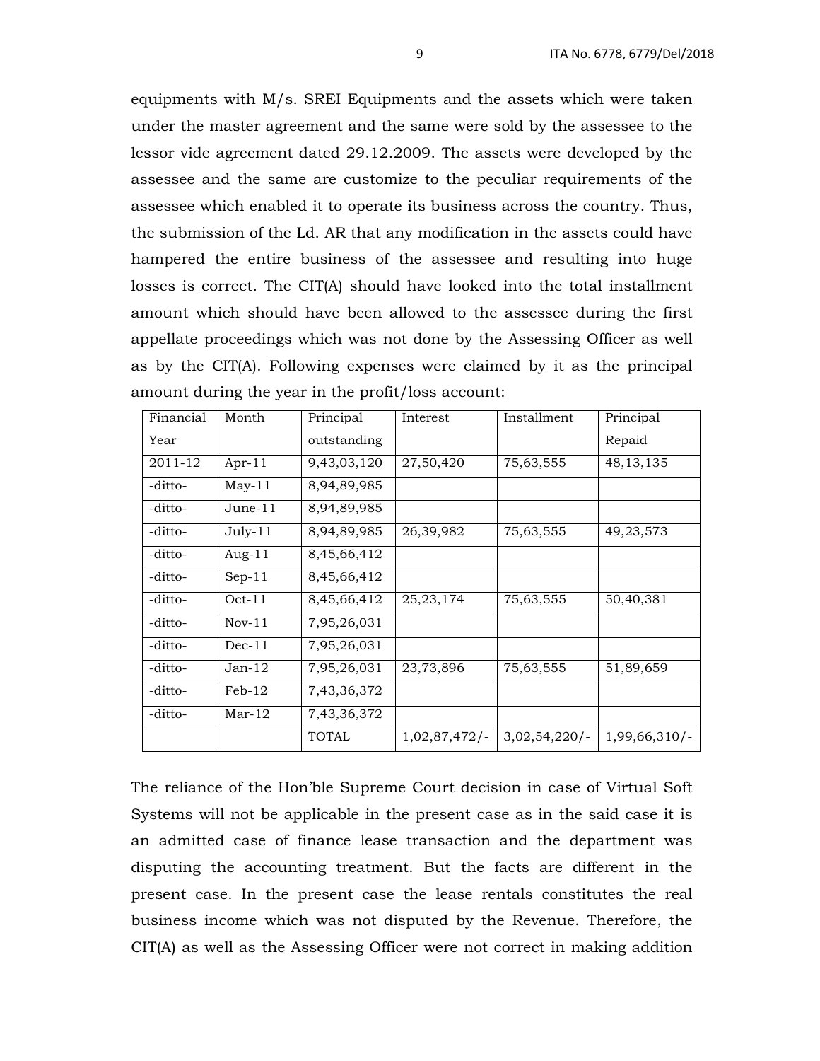equipments with M/s. SREI Equipments and the assets which were taken under the master agreement and the same were sold by the assessee to the lessor vide agreement dated 29.12.2009. The assets were developed by the assessee and the same are customize to the peculiar requirements of the assessee which enabled it to operate its business across the country. Thus, the submission of the Ld. AR that any modification in the assets could have hampered the entire business of the assessee and resulting into huge losses is correct. The CIT(A) should have looked into the total installment amount which should have been allowed to the assessee during the first appellate proceedings which was not done by the Assessing Officer as well as by the CIT(A). Following expenses were claimed by it as the principal amount during the year in the profit/loss account:

| Financial Year | Month | Principal outstanding | Interest | Installment | Principal Repaid |
|---|---|---|---|---|---|
| 2011-12 | Apr-11 | 9,43,03,120 | 27,50,420 | 75,63,555 | 48,13,135 |
| -ditto- | May-11 | 8,94,89,985 | | | |
| -ditto- | June-11 | 8,94,89,985 | | | |
| -ditto- | July-11 | 8,94,89,985 | 26,39,982 | 75,63,555 | 49,23,573 |
| -ditto- | Aug-11 | 8,45,66,412 | | | |
| -ditto- | Sep-11 | 8,45,66,412 | | | |
| -ditto- | Oct-11 | 8,45,66,412 | 25,23,174 | 75,63,555 | 50,40,381 |
| -ditto- | Nov-11 | 7,95,26,031 | | | |
| -ditto- | Dec-11 | 7,95,26,031 | | | |
| -ditto- | Jan-12 | 7,95,26,031 | 23,73,896 | 75,63,555 | 51,89,659 |
| -ditto- | Feb-12 | 7,43,36,372 | | | |
| -ditto- | Mar-12 | 7,43,36,372 | | | |
| | | TOTAL | 1,02,87,472/- | 3,02,54,220/- | 1,99,66,310/- |

The reliance of the Hon'ble Supreme Court decision in case of Virtual Soft Systems will not be applicable in the present case as in the said case it is an admitted case of finance lease transaction and the department was disputing the accounting treatment. But the facts are different in the present case. In the present case the lease rentals constitutes the real business income which was not disputed by the Revenue. Therefore, the CIT(A) as well as the Assessing Officer were not correct in making addition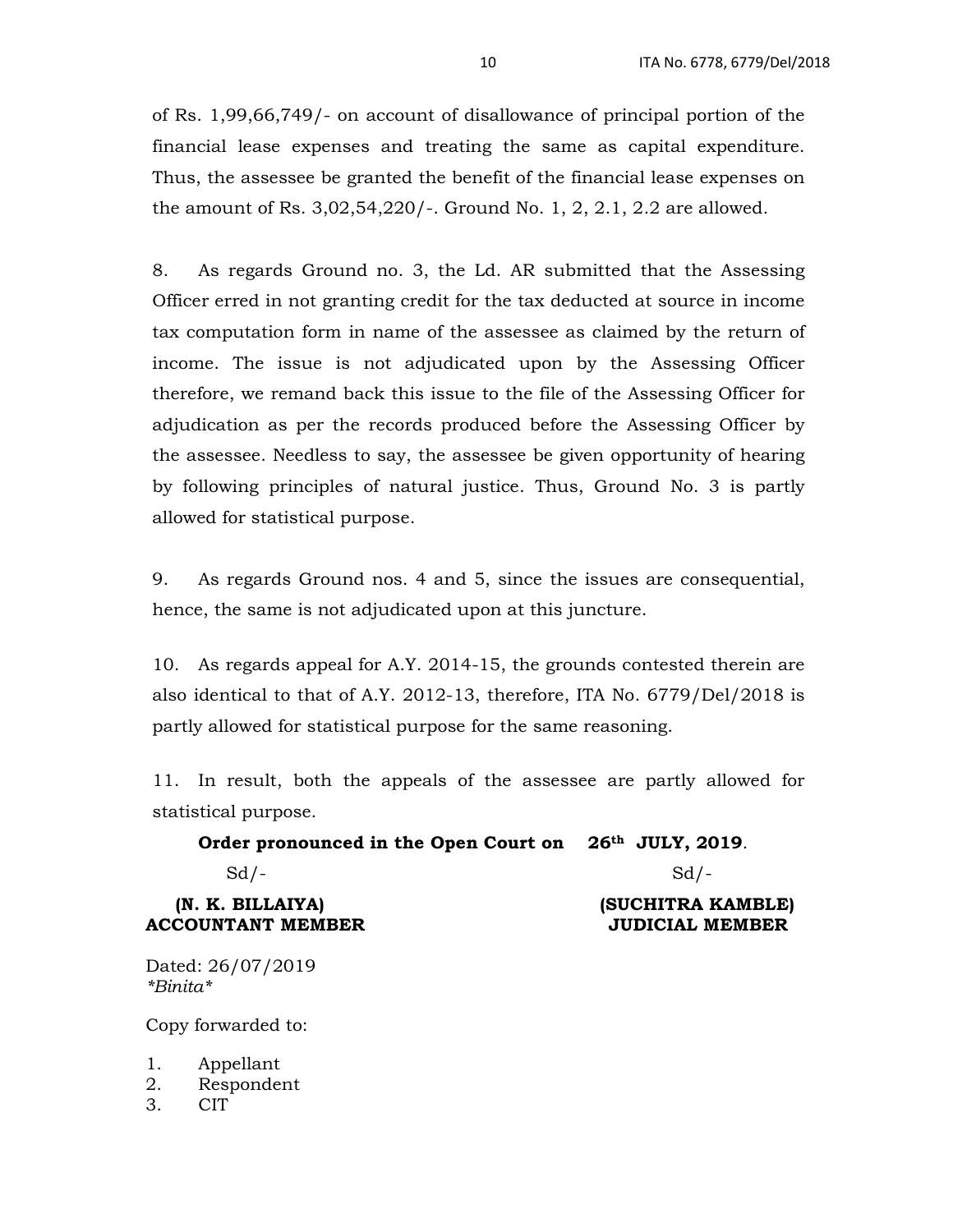of Rs. 1,99,66,749/- on account of disallowance of principal portion of the financial lease expenses and treating the same as capital expenditure. Thus, the assessee be granted the benefit of the financial lease expenses on the amount of Rs. 3,02,54,220/-. Ground No. 1, 2, 2.1, 2.2 are allowed.

8. As regards Ground no. 3, the Ld. AR submitted that the Assessing Officer erred in not granting credit for the tax deducted at source in income tax computation form in name of the assessee as claimed by the return of income. The issue is not adjudicated upon by the Assessing Officer therefore, we remand back this issue to the file of the Assessing Officer for adjudication as per the records produced before the Assessing Officer by the assessee. Needless to say, the assessee be given opportunity of hearing by following principles of natural justice. Thus, Ground No. 3 is partly allowed for statistical purpose.

9. As regards Ground nos. 4 and 5, since the issues are consequential, hence, the same is not adjudicated upon at this juncture.

10. As regards appeal for A.Y. 2014-15, the grounds contested therein are also identical to that of A.Y. 2012-13, therefore, ITA No. 6779/Del/2018 is partly allowed for statistical purpose for the same reasoning.

11. In result, both the appeals of the assessee are partly allowed for statistical purpose.

**Order pronounced in the Open Court on 26th JULY, 2019**.

Sd/-

**(N. K. BILLAIYA)**
**ACCOUNTANT MEMBER**

Sd/-

**(SUCHITRA KAMBLE)**
**JUDICIAL MEMBER**

Dated: 26/07/2019
*Binita*

Copy forwarded to:

1. Appellant
2. Respondent
3. CIT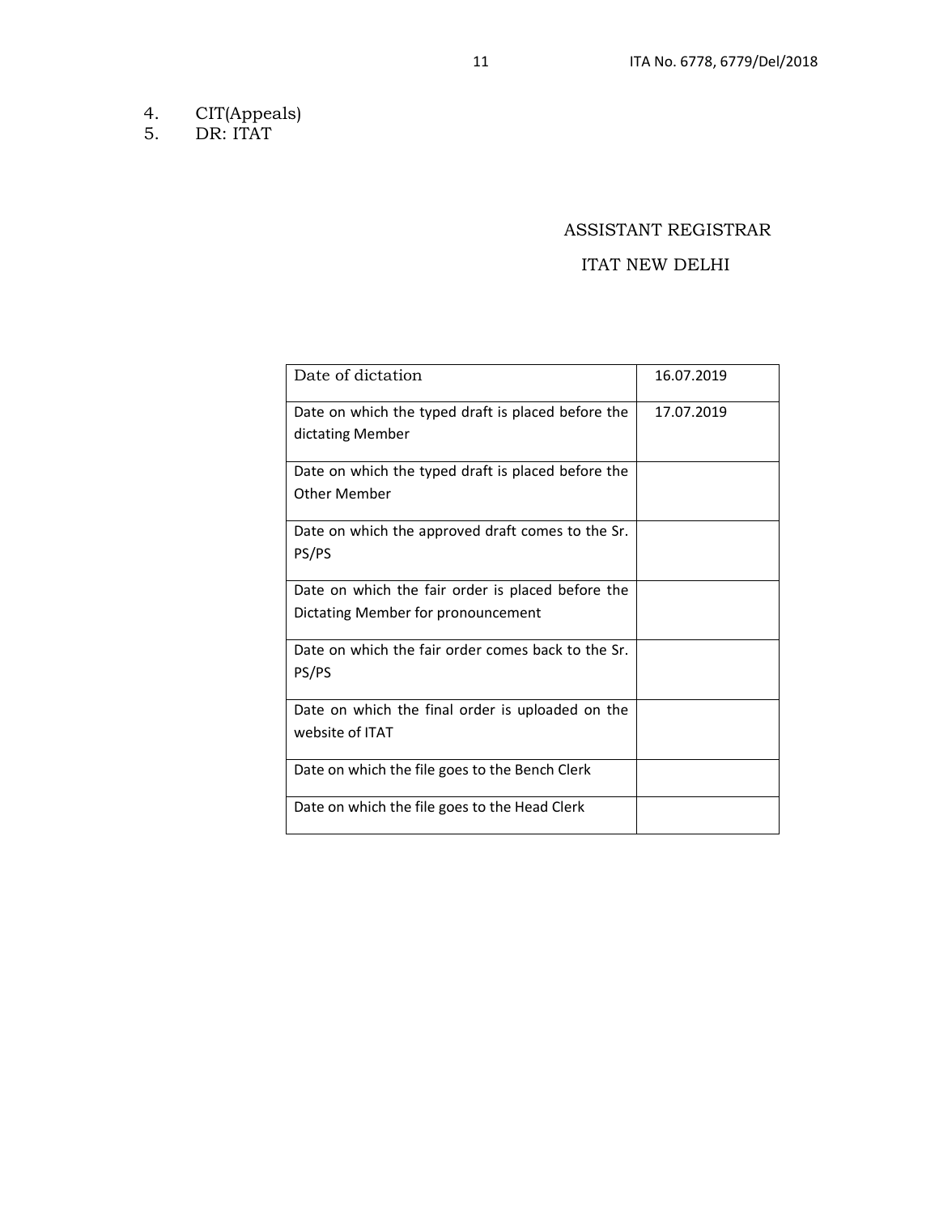4. CIT(Appeals)
5. DR: ITAT

ASSISTANT REGISTRAR

ITAT NEW DELHI

| | |
|---|---|
| Date of dictation | 16.07.2019 |
| Date on which the typed draft is placed before the dictating Member | 17.07.2019 |
| Date on which the typed draft is placed before the Other Member | |
| Date on which the approved draft comes to the Sr. PS/PS | |
| Date on which the fair order is placed before the Dictating Member for pronouncement | |
| Date on which the fair order comes back to the Sr. PS/PS | |
| Date on which the final order is uploaded on the website of ITAT | |
| Date on which the file goes to the Bench Clerk | |
| Date on which the file goes to the Head Clerk | |